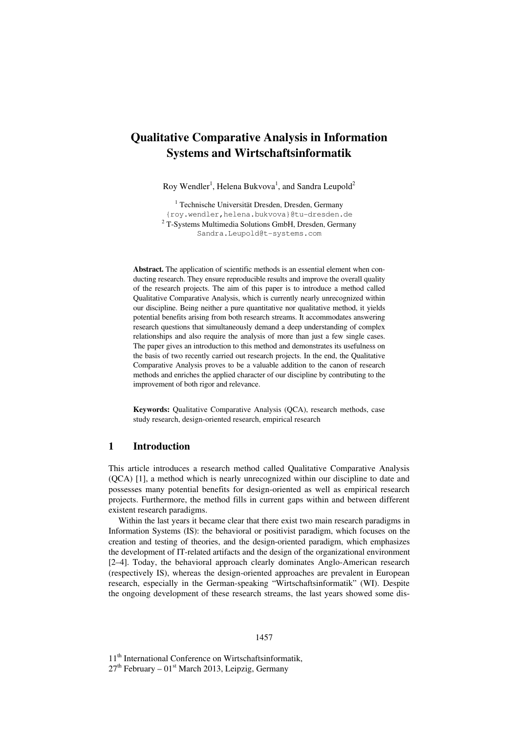# Qualitative Comparative Analysis in Information Systems and Wirtschaftsinformatik

Roy Wendler[1], Helena Bukvova[1], and Sandra Leupold[2]

[1] Technische Universität Dresden, Dresden, Germany
{roy.wendler,helena.bukvova}@tu-dresden.de
[2] T-Systems Multimedia Solutions GmbH, Dresden, Germany
Sandra.Leupold@t-systems.com

**Abstract.** The application of scientific methods is an essential element when conducting research. They ensure reproducible results and improve the overall quality of the research projects. The aim of this paper is to introduce a method called Qualitative Comparative Analysis, which is currently nearly unrecognized within our discipline. Being neither a pure quantitative nor qualitative method, it yields potential benefits arising from both research streams. It accommodates answering research questions that simultaneously demand a deep understanding of complex relationships and also require the analysis of more than just a few single cases. The paper gives an introduction to this method and demonstrates its usefulness on the basis of two recently carried out research projects. In the end, the Qualitative Comparative Analysis proves to be a valuable addition to the canon of research methods and enriches the applied character of our discipline by contributing to the improvement of both rigor and relevance.

**Keywords:** Qualitative Comparative Analysis (QCA), research methods, case study research, design-oriented research, empirical research

## 1 Introduction

This article introduces a research method called Qualitative Comparative Analysis (QCA) [1], a method which is nearly unrecognized within our discipline to date and possesses many potential benefits for design-oriented as well as empirical research projects. Furthermore, the method fills in current gaps within and between different existent research paradigms.

Within the last years it became clear that there exist two main research paradigms in Information Systems (IS): the behavioral or positivist paradigm, which focuses on the creation and testing of theories, and the design-oriented paradigm, which emphasizes the development of IT-related artifacts and the design of the organizational environment [2–4]. Today, the behavioral approach clearly dominates Anglo-American research (respectively IS), whereas the design-oriented approaches are prevalent in European research, especially in the German-speaking "Wirtschaftsinformatik" (WI). Despite the ongoing development of these research streams, the last years showed some dis-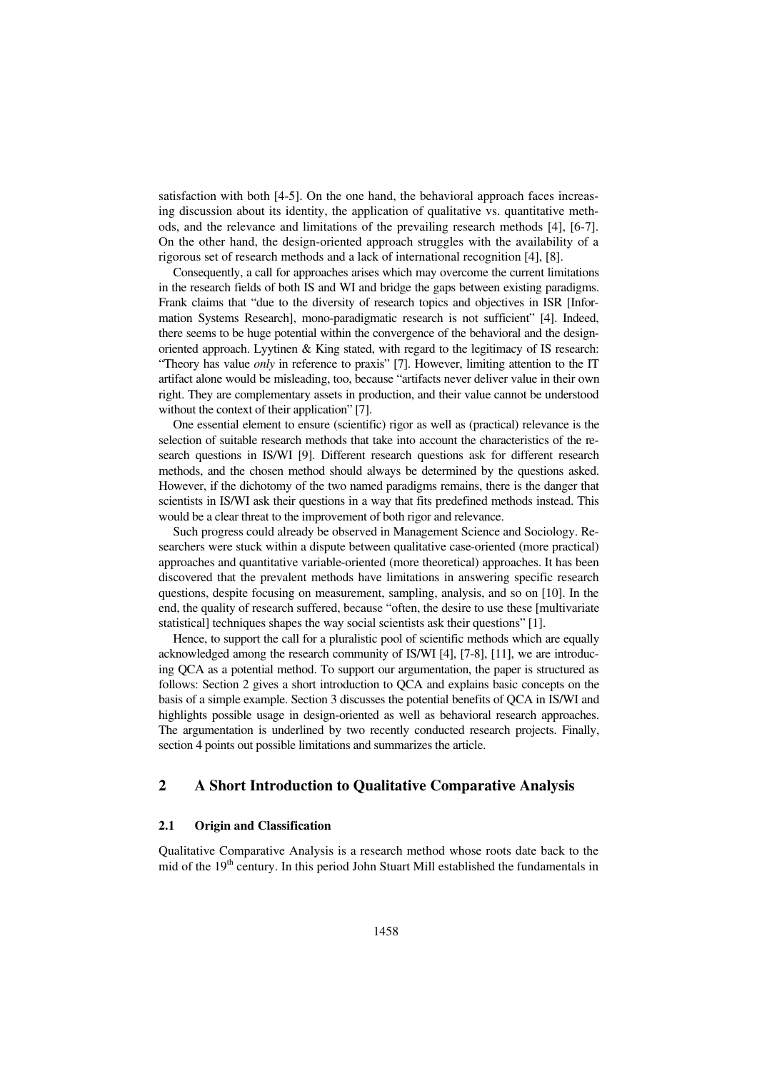satisfaction with both [4-5]. On the one hand, the behavioral approach faces increasing discussion about its identity, the application of qualitative vs. quantitative methods, and the relevance and limitations of the prevailing research methods [4], [6-7]. On the other hand, the design-oriented approach struggles with the availability of a rigorous set of research methods and a lack of international recognition [4], [8].

Consequently, a call for approaches arises which may overcome the current limitations in the research fields of both IS and WI and bridge the gaps between existing paradigms. Frank claims that "due to the diversity of research topics and objectives in ISR [Information Systems Research], mono-paradigmatic research is not sufficient" [4]. Indeed, there seems to be huge potential within the convergence of the behavioral and the design-oriented approach. Lyytinen & King stated, with regard to the legitimacy of IS research: "Theory has value *only* in reference to praxis" [7]. However, limiting attention to the IT artifact alone would be misleading, too, because "artifacts never deliver value in their own right. They are complementary assets in production, and their value cannot be understood without the context of their application" [7].

One essential element to ensure (scientific) rigor as well as (practical) relevance is the selection of suitable research methods that take into account the characteristics of the research questions in IS/WI [9]. Different research questions ask for different research methods, and the chosen method should always be determined by the questions asked. However, if the dichotomy of the two named paradigms remains, there is the danger that scientists in IS/WI ask their questions in a way that fits predefined methods instead. This would be a clear threat to the improvement of both rigor and relevance.

Such progress could already be observed in Management Science and Sociology. Researchers were stuck within a dispute between qualitative case-oriented (more practical) approaches and quantitative variable-oriented (more theoretical) approaches. It has been discovered that the prevalent methods have limitations in answering specific research questions, despite focusing on measurement, sampling, analysis, and so on [10]. In the end, the quality of research suffered, because "often, the desire to use these [multivariate statistical] techniques shapes the way social scientists ask their questions" [1].

Hence, to support the call for a pluralistic pool of scientific methods which are equally acknowledged among the research community of IS/WI [4], [7-8], [11], we are introducing QCA as a potential method. To support our argumentation, the paper is structured as follows: Section 2 gives a short introduction to QCA and explains basic concepts on the basis of a simple example. Section 3 discusses the potential benefits of QCA in IS/WI and highlights possible usage in design-oriented as well as behavioral research approaches. The argumentation is underlined by two recently conducted research projects. Finally, section 4 points out possible limitations and summarizes the article.

## 2 A Short Introduction to Qualitative Comparative Analysis

### 2.1 Origin and Classification

Qualitative Comparative Analysis is a research method whose roots date back to the mid of the 19th century. In this period John Stuart Mill established the fundamentals in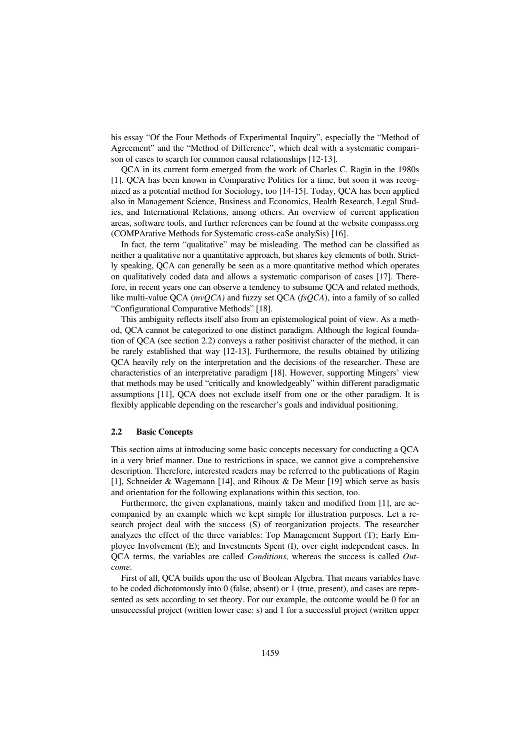his essay "Of the Four Methods of Experimental Inquiry", especially the "Method of Agreement" and the "Method of Difference", which deal with a systematic comparison of cases to search for common causal relationships [12-13].

QCA in its current form emerged from the work of Charles C. Ragin in the 1980s [1]. QCA has been known in Comparative Politics for a time, but soon it was recognized as a potential method for Sociology, too [14-15]. Today, QCA has been applied also in Management Science, Business and Economics, Health Research, Legal Studies, and International Relations, among others. An overview of current application areas, software tools, and further references can be found at the website compasss.org (COMPArative Methods for Systematic cross-caSe analySis) [16].

In fact, the term "qualitative" may be misleading. The method can be classified as neither a qualitative nor a quantitative approach, but shares key elements of both. Strictly speaking, QCA can generally be seen as a more quantitative method which operates on qualitatively coded data and allows a systematic comparison of cases [17]. Therefore, in recent years one can observe a tendency to subsume QCA and related methods, like multi-value QCA (*mvQCA)* and fuzzy set QCA (*fsQCA*), into a family of so called "Configurational Comparative Methods" [18].

This ambiguity reflects itself also from an epistemological point of view. As a method, QCA cannot be categorized to one distinct paradigm. Although the logical foundation of QCA (see section 2.2) conveys a rather positivist character of the method, it can be rarely established that way [12-13]. Furthermore, the results obtained by utilizing QCA heavily rely on the interpretation and the decisions of the researcher. These are characteristics of an interpretative paradigm [18]. However, supporting Mingers' view that methods may be used "critically and knowledgeably" within different paradigmatic assumptions [11], QCA does not exclude itself from one or the other paradigm. It is flexibly applicable depending on the researcher's goals and individual positioning.

### 2.2 Basic Concepts

This section aims at introducing some basic concepts necessary for conducting a QCA in a very brief manner. Due to restrictions in space, we cannot give a comprehensive description. Therefore, interested readers may be referred to the publications of Ragin [1], Schneider & Wagemann [14], and Rihoux & De Meur [19] which serve as basis and orientation for the following explanations within this section, too.

Furthermore, the given explanations, mainly taken and modified from [1], are accompanied by an example which we kept simple for illustration purposes. Let a research project deal with the success (S) of reorganization projects. The researcher analyzes the effect of the three variables: Top Management Support (T); Early Employee Involvement (E); and Investments Spent (I), over eight independent cases. In QCA terms, the variables are called *Conditions,* whereas the success is called *Outcome*.

First of all, QCA builds upon the use of Boolean Algebra. That means variables have to be coded dichotomously into 0 (false, absent) or 1 (true, present), and cases are represented as sets according to set theory. For our example, the outcome would be 0 for an unsuccessful project (written lower case: s) and 1 for a successful project (written upper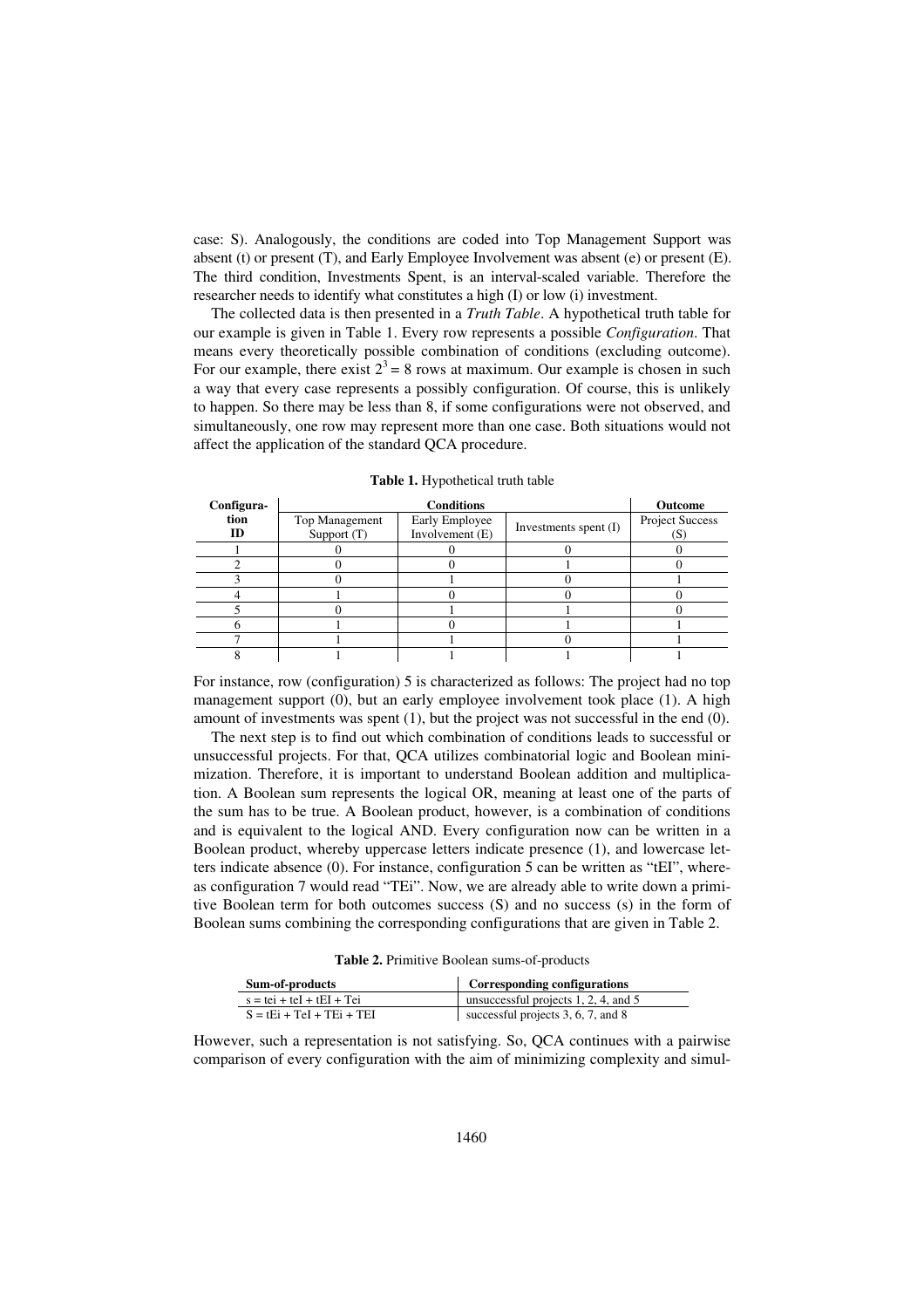case: S). Analogously, the conditions are coded into Top Management Support was absent (t) or present (T), and Early Employee Involvement was absent (e) or present (E). The third condition, Investments Spent, is an interval-scaled variable. Therefore the researcher needs to identify what constitutes a high (I) or low (i) investment.

The collected data is then presented in a *Truth Table*. A hypothetical truth table for our example is given in Table 1. Every row represents a possible *Configuration*. That means every theoretically possible combination of conditions (excluding outcome). For our example, there exist $2^3 = 8$ rows at maximum. Our example is chosen in such a way that every case represents a possibly configuration. Of course, this is unlikely to happen. So there may be less than 8, if some configurations were not observed, and simultaneously, one row may represent more than one case. Both situations would not affect the application of the standard QCA procedure.

**Table 1.** Hypothetical truth table

| Configuration ID | Conditions | | | Outcome |
|---|---|---|---|---|
| | Top Management Support (T) | Early Employee Involvement (E) | Investments spent (I) | Project Success (S) |
| 1 | 0 | 0 | 0 | 0 |
| 2 | 0 | 0 | 1 | 0 |
| 3 | 0 | 1 | 0 | 1 |
| 4 | 1 | 0 | 0 | 0 |
| 5 | 0 | 1 | 1 | 0 |
| 6 | 1 | 0 | 1 | 1 |
| 7 | 1 | 1 | 0 | 1 |
| 8 | 1 | 1 | 1 | 1 |

For instance, row (configuration) 5 is characterized as follows: The project had no top management support (0), but an early employee involvement took place (1). A high amount of investments was spent (1), but the project was not successful in the end (0).

The next step is to find out which combination of conditions leads to successful or unsuccessful projects. For that, QCA utilizes combinatorial logic and Boolean minimization. Therefore, it is important to understand Boolean addition and multiplication. A Boolean sum represents the logical OR, meaning at least one of the parts of the sum has to be true. A Boolean product, however, is a combination of conditions and is equivalent to the logical AND. Every configuration now can be written in a Boolean product, whereby uppercase letters indicate presence (1), and lowercase letters indicate absence (0). For instance, configuration 5 can be written as "tEI", whereas configuration 7 would read "TEi". Now, we are already able to write down a primitive Boolean term for both outcomes success (S) and no success (s) in the form of Boolean sums combining the corresponding configurations that are given in Table 2.

**Table 2.** Primitive Boolean sums-of-products

| Sum-of-products | Corresponding configurations |
|---|---|
| s = tei + teI + tEI + Tei | unsuccessful projects 1, 2, 4, and 5 |
| S = tEi + TeI + TEi + TEI | successful projects 3, 6, 7, and 8 |

However, such a representation is not satisfying. So, QCA continues with a pairwise comparison of every configuration with the aim of minimizing complexity and simul-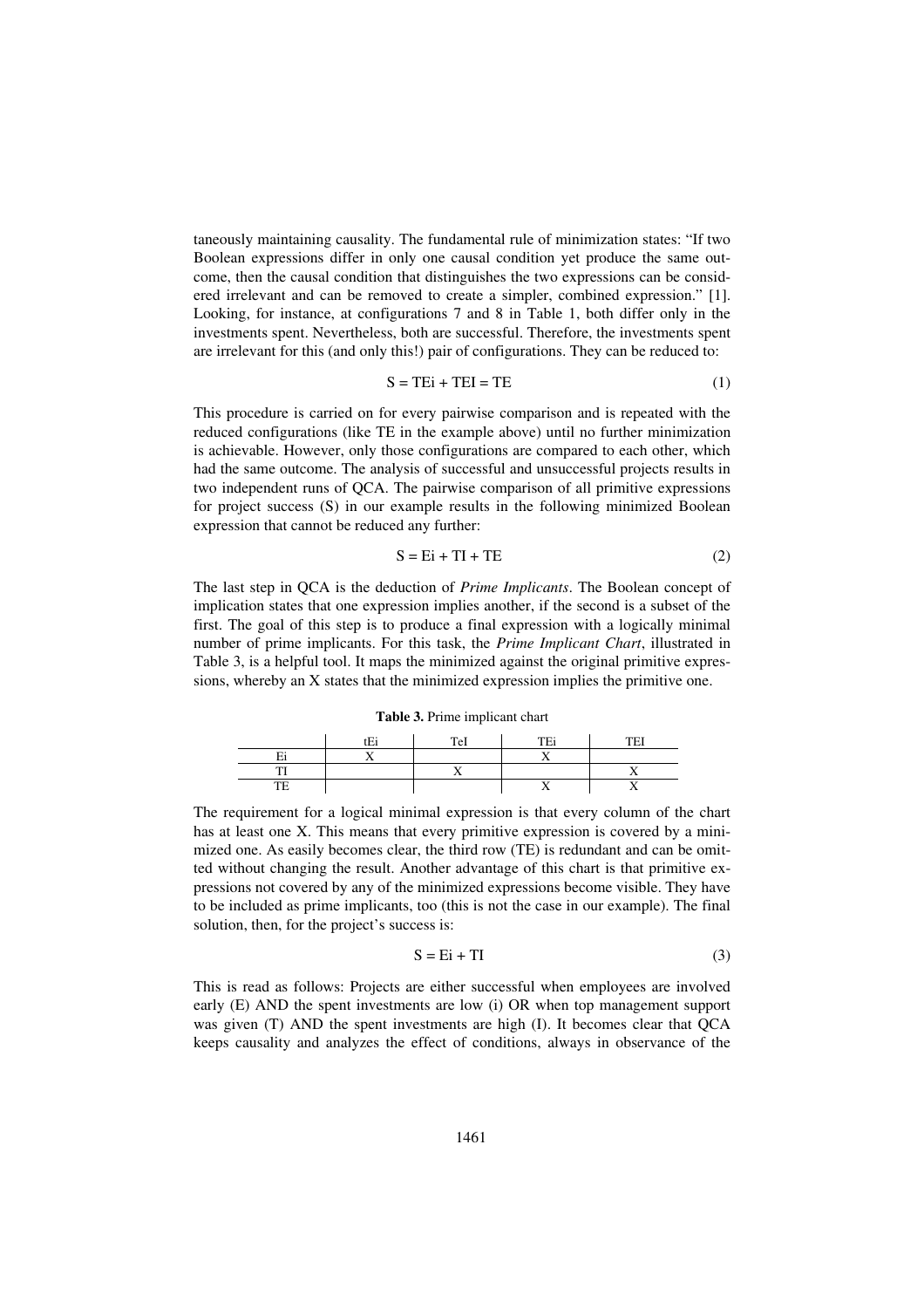taneously maintaining causality. The fundamental rule of minimization states: "If two Boolean expressions differ in only one causal condition yet produce the same outcome, then the causal condition that distinguishes the two expressions can be considered irrelevant and can be removed to create a simpler, combined expression." [1]. Looking, for instance, at configurations 7 and 8 in Table 1, both differ only in the investments spent. Nevertheless, both are successful. Therefore, the investments spent are irrelevant for this (and only this!) pair of configurations. They can be reduced to:

$$S = TEi + TEI = TE \tag{1}$$

This procedure is carried on for every pairwise comparison and is repeated with the reduced configurations (like TE in the example above) until no further minimization is achievable. However, only those configurations are compared to each other, which had the same outcome. The analysis of successful and unsuccessful projects results in two independent runs of QCA. The pairwise comparison of all primitive expressions for project success (S) in our example results in the following minimized Boolean expression that cannot be reduced any further:

$$S = Ei + TI + TE \tag{2}$$

The last step in QCA is the deduction of *Prime Implicants*. The Boolean concept of implication states that one expression implies another, if the second is a subset of the first. The goal of this step is to produce a final expression with a logically minimal number of prime implicants. For this task, the *Prime Implicant Chart*, illustrated in Table 3, is a helpful tool. It maps the minimized against the original primitive expressions, whereby an X states that the minimized expression implies the primitive one.

**Table 3.** Prime implicant chart

| | tEi | TeI | TEi | TEI |
|---|---|---|---|---|
| Ei | X | | X | |
| TI | | X | | X |
| TE | | | X | X |

The requirement for a logical minimal expression is that every column of the chart has at least one X. This means that every primitive expression is covered by a minimized one. As easily becomes clear, the third row (TE) is redundant and can be omitted without changing the result. Another advantage of this chart is that primitive expressions not covered by any of the minimized expressions become visible. They have to be included as prime implicants, too (this is not the case in our example). The final solution, then, for the project's success is:

$$S = Ei + TI \tag{3}$$

This is read as follows: Projects are either successful when employees are involved early (E) AND the spent investments are low (i) OR when top management support was given (T) AND the spent investments are high (I). It becomes clear that QCA keeps causality and analyzes the effect of conditions, always in observance of the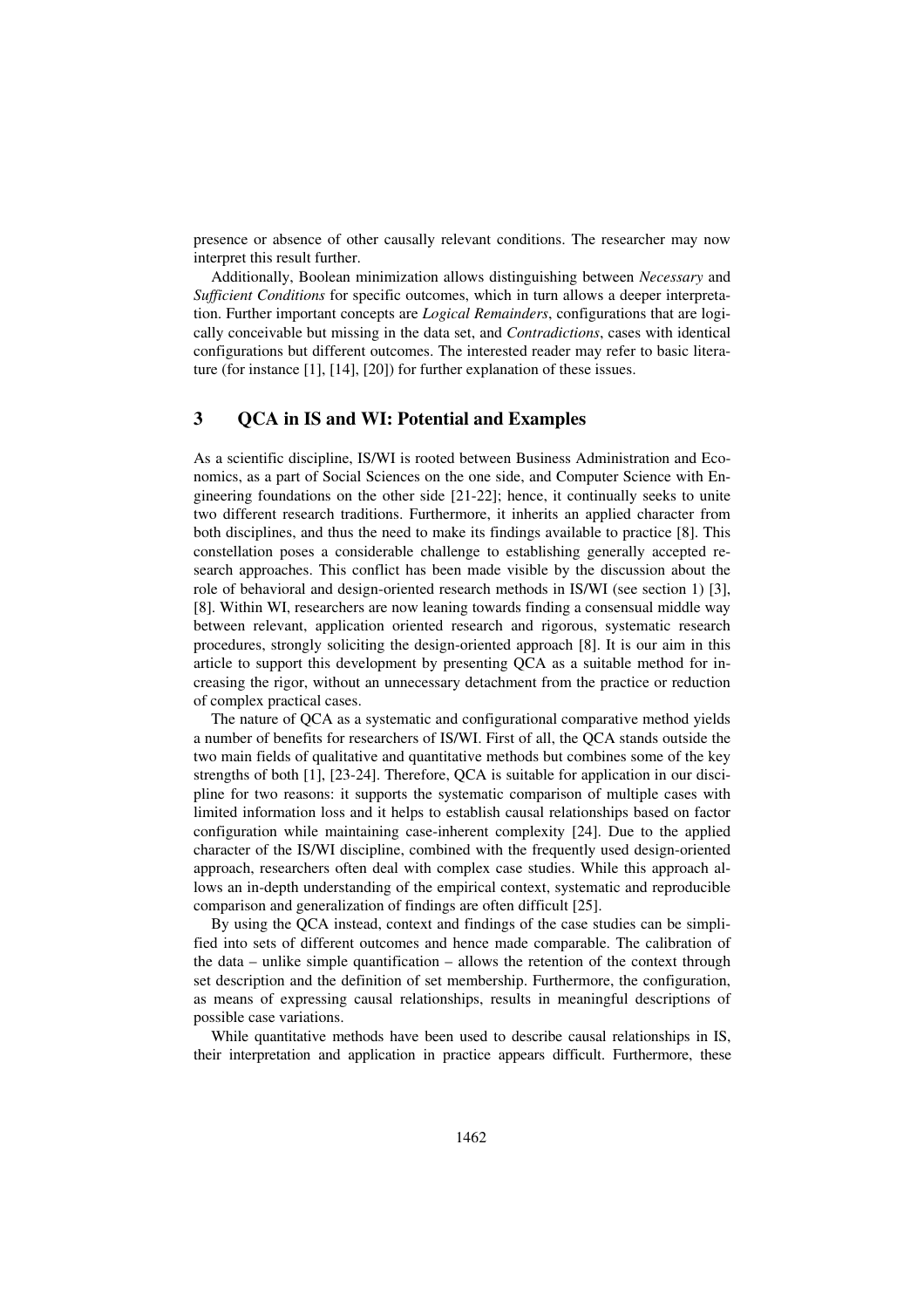presence or absence of other causally relevant conditions. The researcher may now interpret this result further.

Additionally, Boolean minimization allows distinguishing between *Necessary* and *Sufficient Conditions* for specific outcomes, which in turn allows a deeper interpretation. Further important concepts are *Logical Remainders*, configurations that are logically conceivable but missing in the data set, and *Contradictions*, cases with identical configurations but different outcomes. The interested reader may refer to basic literature (for instance [1], [14], [20]) for further explanation of these issues.

## 3 QCA in IS and WI: Potential and Examples

As a scientific discipline, IS/WI is rooted between Business Administration and Economics, as a part of Social Sciences on the one side, and Computer Science with Engineering foundations on the other side [21-22]; hence, it continually seeks to unite two different research traditions. Furthermore, it inherits an applied character from both disciplines, and thus the need to make its findings available to practice [8]. This constellation poses a considerable challenge to establishing generally accepted research approaches. This conflict has been made visible by the discussion about the role of behavioral and design-oriented research methods in IS/WI (see section 1) [3], [8]. Within WI, researchers are now leaning towards finding a consensual middle way between relevant, application oriented research and rigorous, systematic research procedures, strongly soliciting the design-oriented approach [8]. It is our aim in this article to support this development by presenting QCA as a suitable method for increasing the rigor, without an unnecessary detachment from the practice or reduction of complex practical cases.

The nature of QCA as a systematic and configurational comparative method yields a number of benefits for researchers of IS/WI. First of all, the QCA stands outside the two main fields of qualitative and quantitative methods but combines some of the key strengths of both [1], [23-24]. Therefore, QCA is suitable for application in our discipline for two reasons: it supports the systematic comparison of multiple cases with limited information loss and it helps to establish causal relationships based on factor configuration while maintaining case-inherent complexity [24]. Due to the applied character of the IS/WI discipline, combined with the frequently used design-oriented approach, researchers often deal with complex case studies. While this approach allows an in-depth understanding of the empirical context, systematic and reproducible comparison and generalization of findings are often difficult [25].

By using the QCA instead, context and findings of the case studies can be simplified into sets of different outcomes and hence made comparable. The calibration of the data – unlike simple quantification – allows the retention of the context through set description and the definition of set membership. Furthermore, the configuration, as means of expressing causal relationships, results in meaningful descriptions of possible case variations.

While quantitative methods have been used to describe causal relationships in IS, their interpretation and application in practice appears difficult. Furthermore, these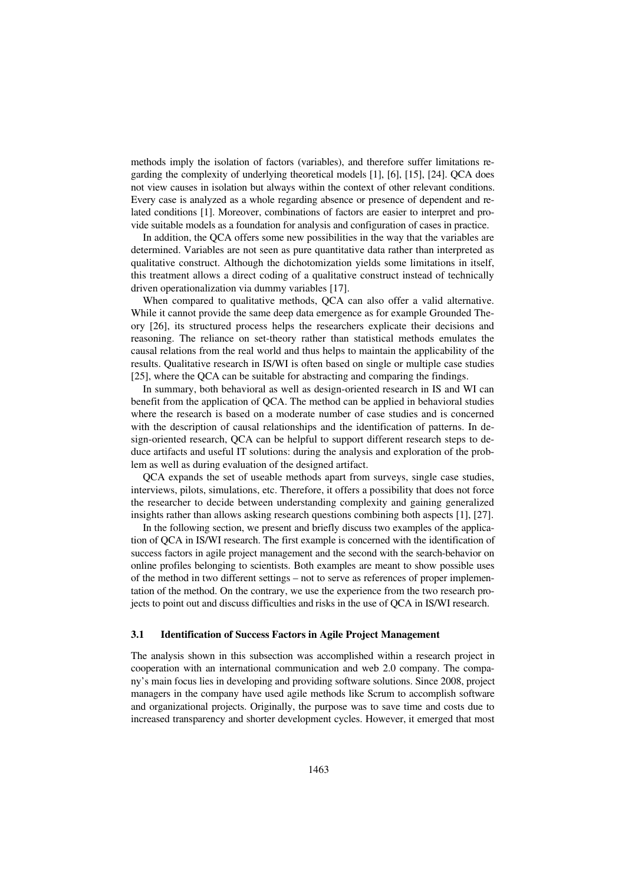methods imply the isolation of factors (variables), and therefore suffer limitations regarding the complexity of underlying theoretical models [1], [6], [15], [24]. QCA does not view causes in isolation but always within the context of other relevant conditions. Every case is analyzed as a whole regarding absence or presence of dependent and related conditions [1]. Moreover, combinations of factors are easier to interpret and provide suitable models as a foundation for analysis and configuration of cases in practice.

In addition, the QCA offers some new possibilities in the way that the variables are determined. Variables are not seen as pure quantitative data rather than interpreted as qualitative construct. Although the dichotomization yields some limitations in itself, this treatment allows a direct coding of a qualitative construct instead of technically driven operationalization via dummy variables [17].

When compared to qualitative methods, QCA can also offer a valid alternative. While it cannot provide the same deep data emergence as for example Grounded Theory [26], its structured process helps the researchers explicate their decisions and reasoning. The reliance on set-theory rather than statistical methods emulates the causal relations from the real world and thus helps to maintain the applicability of the results. Qualitative research in IS/WI is often based on single or multiple case studies [25], where the QCA can be suitable for abstracting and comparing the findings.

In summary, both behavioral as well as design-oriented research in IS and WI can benefit from the application of QCA. The method can be applied in behavioral studies where the research is based on a moderate number of case studies and is concerned with the description of causal relationships and the identification of patterns. In design-oriented research, QCA can be helpful to support different research steps to deduce artifacts and useful IT solutions: during the analysis and exploration of the problem as well as during evaluation of the designed artifact.

QCA expands the set of useable methods apart from surveys, single case studies, interviews, pilots, simulations, etc. Therefore, it offers a possibility that does not force the researcher to decide between understanding complexity and gaining generalized insights rather than allows asking research questions combining both aspects [1], [27].

In the following section, we present and briefly discuss two examples of the application of QCA in IS/WI research. The first example is concerned with the identification of success factors in agile project management and the second with the search-behavior on online profiles belonging to scientists. Both examples are meant to show possible uses of the method in two different settings – not to serve as references of proper implementation of the method. On the contrary, we use the experience from the two research projects to point out and discuss difficulties and risks in the use of QCA in IS/WI research.

### 3.1 Identification of Success Factors in Agile Project Management

The analysis shown in this subsection was accomplished within a research project in cooperation with an international communication and web 2.0 company. The company's main focus lies in developing and providing software solutions. Since 2008, project managers in the company have used agile methods like Scrum to accomplish software and organizational projects. Originally, the purpose was to save time and costs due to increased transparency and shorter development cycles. However, it emerged that most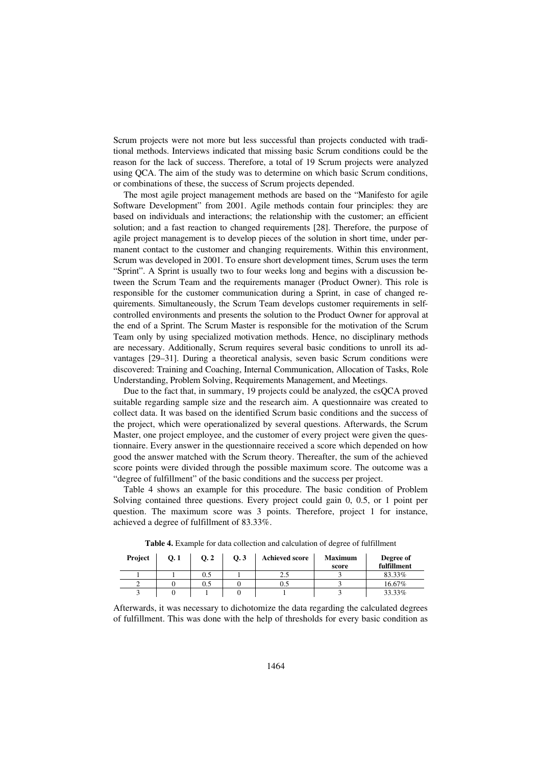Scrum projects were not more but less successful than projects conducted with traditional methods. Interviews indicated that missing basic Scrum conditions could be the reason for the lack of success. Therefore, a total of 19 Scrum projects were analyzed using QCA. The aim of the study was to determine on which basic Scrum conditions, or combinations of these, the success of Scrum projects depended.

The most agile project management methods are based on the "Manifesto for agile Software Development" from 2001. Agile methods contain four principles: they are based on individuals and interactions; the relationship with the customer; an efficient solution; and a fast reaction to changed requirements [28]. Therefore, the purpose of agile project management is to develop pieces of the solution in short time, under permanent contact to the customer and changing requirements. Within this environment, Scrum was developed in 2001. To ensure short development times, Scrum uses the term "Sprint". A Sprint is usually two to four weeks long and begins with a discussion between the Scrum Team and the requirements manager (Product Owner). This role is responsible for the customer communication during a Sprint, in case of changed requirements. Simultaneously, the Scrum Team develops customer requirements in self-controlled environments and presents the solution to the Product Owner for approval at the end of a Sprint. The Scrum Master is responsible for the motivation of the Scrum Team only by using specialized motivation methods. Hence, no disciplinary methods are necessary. Additionally, Scrum requires several basic conditions to unroll its advantages [29–31]. During a theoretical analysis, seven basic Scrum conditions were discovered: Training and Coaching, Internal Communication, Allocation of Tasks, Role Understanding, Problem Solving, Requirements Management, and Meetings.

Due to the fact that, in summary, 19 projects could be analyzed, the csQCA proved suitable regarding sample size and the research aim. A questionnaire was created to collect data. It was based on the identified Scrum basic conditions and the success of the project, which were operationalized by several questions. Afterwards, the Scrum Master, one project employee, and the customer of every project were given the questionnaire. Every answer in the questionnaire received a score which depended on how good the answer matched with the Scrum theory. Thereafter, the sum of the achieved score points were divided through the possible maximum score. The outcome was a "degree of fulfillment" of the basic conditions and the success per project.

Table 4 shows an example for this procedure. The basic condition of Problem Solving contained three questions. Every project could gain 0, 0.5, or 1 point per question. The maximum score was 3 points. Therefore, project 1 for instance, achieved a degree of fulfillment of 83.33%.

**Table 4.** Example for data collection and calculation of degree of fulfillment

| Project | Q. 1 | Q. 2 | Q. 3 | Achieved score | Maximum score | Degree of fulfillment |
|---|---|---|---|---|---|---|
| 1 | 1 | 0.5 | 1 | 2.5 | 3 | 83.33% |
| 2 | 0 | 0.5 | 0 | 0.5 | 3 | 16.67% |
| 3 | 0 | 1 | 0 | 1 | 3 | 33.33% |

Afterwards, it was necessary to dichotomize the data regarding the calculated degrees of fulfillment. This was done with the help of thresholds for every basic condition as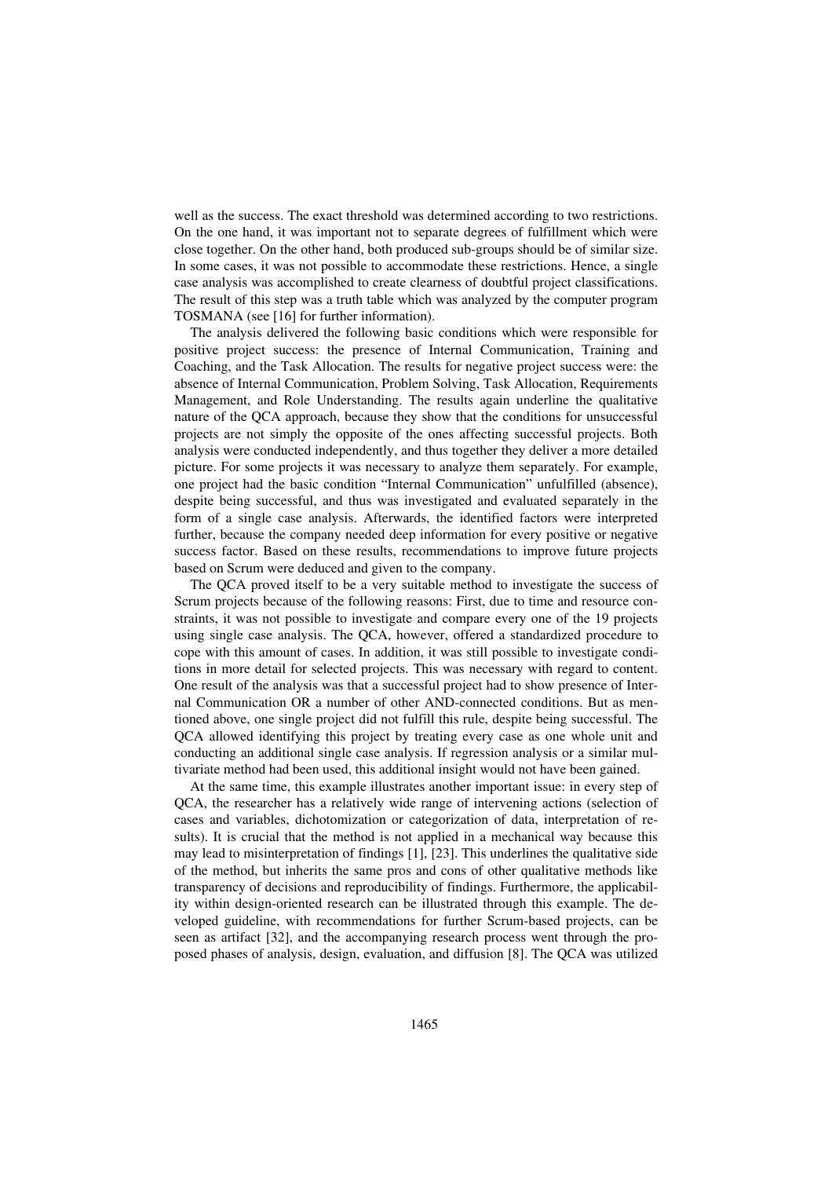well as the success. The exact threshold was determined according to two restrictions. On the one hand, it was important not to separate degrees of fulfillment which were close together. On the other hand, both produced sub-groups should be of similar size. In some cases, it was not possible to accommodate these restrictions. Hence, a single case analysis was accomplished to create clearness of doubtful project classifications. The result of this step was a truth table which was analyzed by the computer program TOSMANA (see [16] for further information).

The analysis delivered the following basic conditions which were responsible for positive project success: the presence of Internal Communication, Training and Coaching, and the Task Allocation. The results for negative project success were: the absence of Internal Communication, Problem Solving, Task Allocation, Requirements Management, and Role Understanding. The results again underline the qualitative nature of the QCA approach, because they show that the conditions for unsuccessful projects are not simply the opposite of the ones affecting successful projects. Both analysis were conducted independently, and thus together they deliver a more detailed picture. For some projects it was necessary to analyze them separately. For example, one project had the basic condition "Internal Communication" unfulfilled (absence), despite being successful, and thus was investigated and evaluated separately in the form of a single case analysis. Afterwards, the identified factors were interpreted further, because the company needed deep information for every positive or negative success factor. Based on these results, recommendations to improve future projects based on Scrum were deduced and given to the company.

The QCA proved itself to be a very suitable method to investigate the success of Scrum projects because of the following reasons: First, due to time and resource constraints, it was not possible to investigate and compare every one of the 19 projects using single case analysis. The QCA, however, offered a standardized procedure to cope with this amount of cases. In addition, it was still possible to investigate conditions in more detail for selected projects. This was necessary with regard to content. One result of the analysis was that a successful project had to show presence of Internal Communication OR a number of other AND-connected conditions. But as mentioned above, one single project did not fulfill this rule, despite being successful. The QCA allowed identifying this project by treating every case as one whole unit and conducting an additional single case analysis. If regression analysis or a similar multivariate method had been used, this additional insight would not have been gained.

At the same time, this example illustrates another important issue: in every step of QCA, the researcher has a relatively wide range of intervening actions (selection of cases and variables, dichotomization or categorization of data, interpretation of results). It is crucial that the method is not applied in a mechanical way because this may lead to misinterpretation of findings [1], [23]. This underlines the qualitative side of the method, but inherits the same pros and cons of other qualitative methods like transparency of decisions and reproducibility of findings. Furthermore, the applicability within design-oriented research can be illustrated through this example. The developed guideline, with recommendations for further Scrum-based projects, can be seen as artifact [32], and the accompanying research process went through the proposed phases of analysis, design, evaluation, and diffusion [8]. The QCA was utilized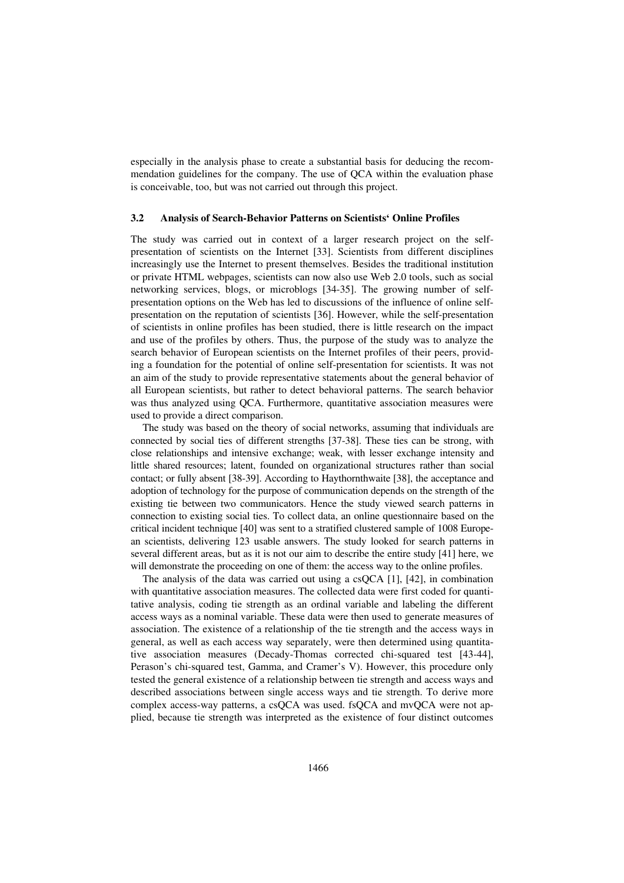especially in the analysis phase to create a substantial basis for deducing the recommendation guidelines for the company. The use of QCA within the evaluation phase is conceivable, too, but was not carried out through this project.

### 3.2 Analysis of Search-Behavior Patterns on Scientists' Online Profiles

The study was carried out in context of a larger research project on the self-presentation of scientists on the Internet [33]. Scientists from different disciplines increasingly use the Internet to present themselves. Besides the traditional institution or private HTML webpages, scientists can now also use Web 2.0 tools, such as social networking services, blogs, or microblogs [34-35]. The growing number of self-presentation options on the Web has led to discussions of the influence of online self-presentation on the reputation of scientists [36]. However, while the self-presentation of scientists in online profiles has been studied, there is little research on the impact and use of the profiles by others. Thus, the purpose of the study was to analyze the search behavior of European scientists on the Internet profiles of their peers, providing a foundation for the potential of online self-presentation for scientists. It was not an aim of the study to provide representative statements about the general behavior of all European scientists, but rather to detect behavioral patterns. The search behavior was thus analyzed using QCA. Furthermore, quantitative association measures were used to provide a direct comparison.

The study was based on the theory of social networks, assuming that individuals are connected by social ties of different strengths [37-38]. These ties can be strong, with close relationships and intensive exchange; weak, with lesser exchange intensity and little shared resources; latent, founded on organizational structures rather than social contact; or fully absent [38-39]. According to Haythornthwaite [38], the acceptance and adoption of technology for the purpose of communication depends on the strength of the existing tie between two communicators. Hence the study viewed search patterns in connection to existing social ties. To collect data, an online questionnaire based on the critical incident technique [40] was sent to a stratified clustered sample of 1008 European scientists, delivering 123 usable answers. The study looked for search patterns in several different areas, but as it is not our aim to describe the entire study [41] here, we will demonstrate the proceeding on one of them: the access way to the online profiles.

The analysis of the data was carried out using a csQCA [1], [42], in combination with quantitative association measures. The collected data were first coded for quantitative analysis, coding tie strength as an ordinal variable and labeling the different access ways as a nominal variable. These data were then used to generate measures of association. The existence of a relationship of the tie strength and the access ways in general, as well as each access way separately, were then determined using quantitative association measures (Decady-Thomas corrected chi-squared test [43-44], Perason's chi-squared test, Gamma, and Cramer's V). However, this procedure only tested the general existence of a relationship between tie strength and access ways and described associations between single access ways and tie strength. To derive more complex access-way patterns, a csQCA was used. fsQCA and mvQCA were not applied, because tie strength was interpreted as the existence of four distinct outcomes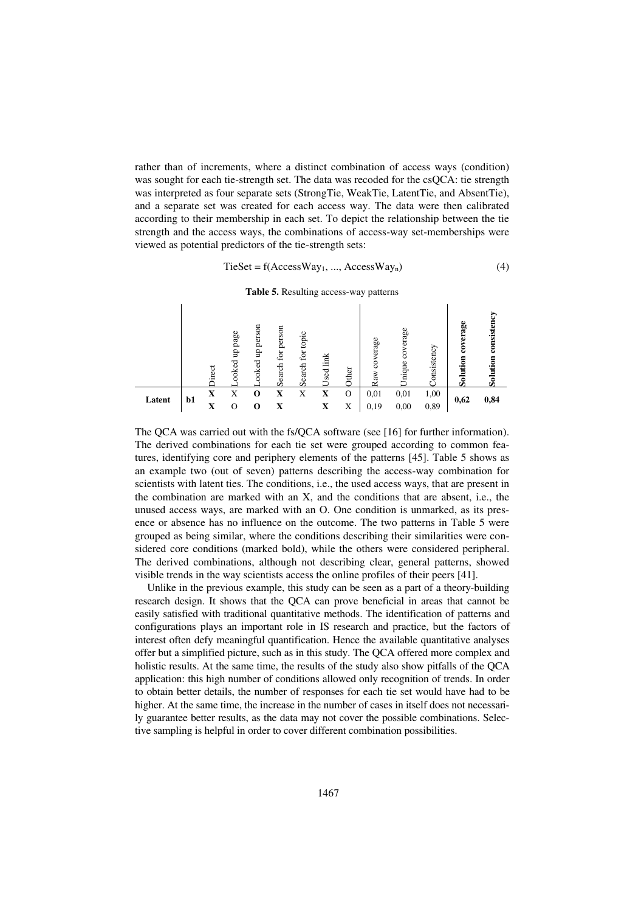rather than of increments, where a distinct combination of access ways (condition) was sought for each tie-strength set. The data was recoded for the csQCA: tie strength was interpreted as four separate sets (StrongTie, WeakTie, LatentTie, and AbsentTie), and a separate set was created for each access way. The data were then calibrated according to their membership in each set. To depict the relationship between the tie strength and the access ways, the combinations of access-way set-memberships were viewed as potential predictors of the tie-strength sets:

$$\text{TieSet} = \text{f}(\text{AccessWay}_1, ..., \text{AccessWay}_n) \tag{4}$$

**Table 5.** Resulting access-way patterns

| | | Direct | Looked up page | Looked up person | Search for person | Search for topic | Used link | Other | Raw coverage | Unique coverage | Consistency | **Solution coverage** | **Solution consistency** |
|---|---|---|---|---|---|---|---|---|---|---|---|---|---|
| **Latent** | **b1** | **X** | X | **O** | **X** | X | **X** | O | 0,01 | 0,01 | 1,00 | **0,62** | **0,84** |
| | | **X** | O | **O** | **X** | | **X** | X | 0,19 | 0,00 | 0,89 | | |

The QCA was carried out with the fs/QCA software (see [16] for further information). The derived combinations for each tie set were grouped according to common features, identifying core and periphery elements of the patterns [45]. Table 5 shows as an example two (out of seven) patterns describing the access-way combination for scientists with latent ties. The conditions, i.e., the used access ways, that are present in the combination are marked with an X, and the conditions that are absent, i.e., the unused access ways, are marked with an O. One condition is unmarked, as its presence or absence has no influence on the outcome. The two patterns in Table 5 were grouped as being similar, where the conditions describing their similarities were considered core conditions (marked bold), while the others were considered peripheral. The derived combinations, although not describing clear, general patterns, showed visible trends in the way scientists access the online profiles of their peers [41].

Unlike in the previous example, this study can be seen as a part of a theory-building research design. It shows that the QCA can prove beneficial in areas that cannot be easily satisfied with traditional quantitative methods. The identification of patterns and configurations plays an important role in IS research and practice, but the factors of interest often defy meaningful quantification. Hence the available quantitative analyses offer but a simplified picture, such as in this study. The QCA offered more complex and holistic results. At the same time, the results of the study also show pitfalls of the QCA application: this high number of conditions allowed only recognition of trends. In order to obtain better details, the number of responses for each tie set would have had to be higher. At the same time, the increase in the number of cases in itself does not necessarily guarantee better results, as the data may not cover the possible combinations. Selective sampling is helpful in order to cover different combination possibilities.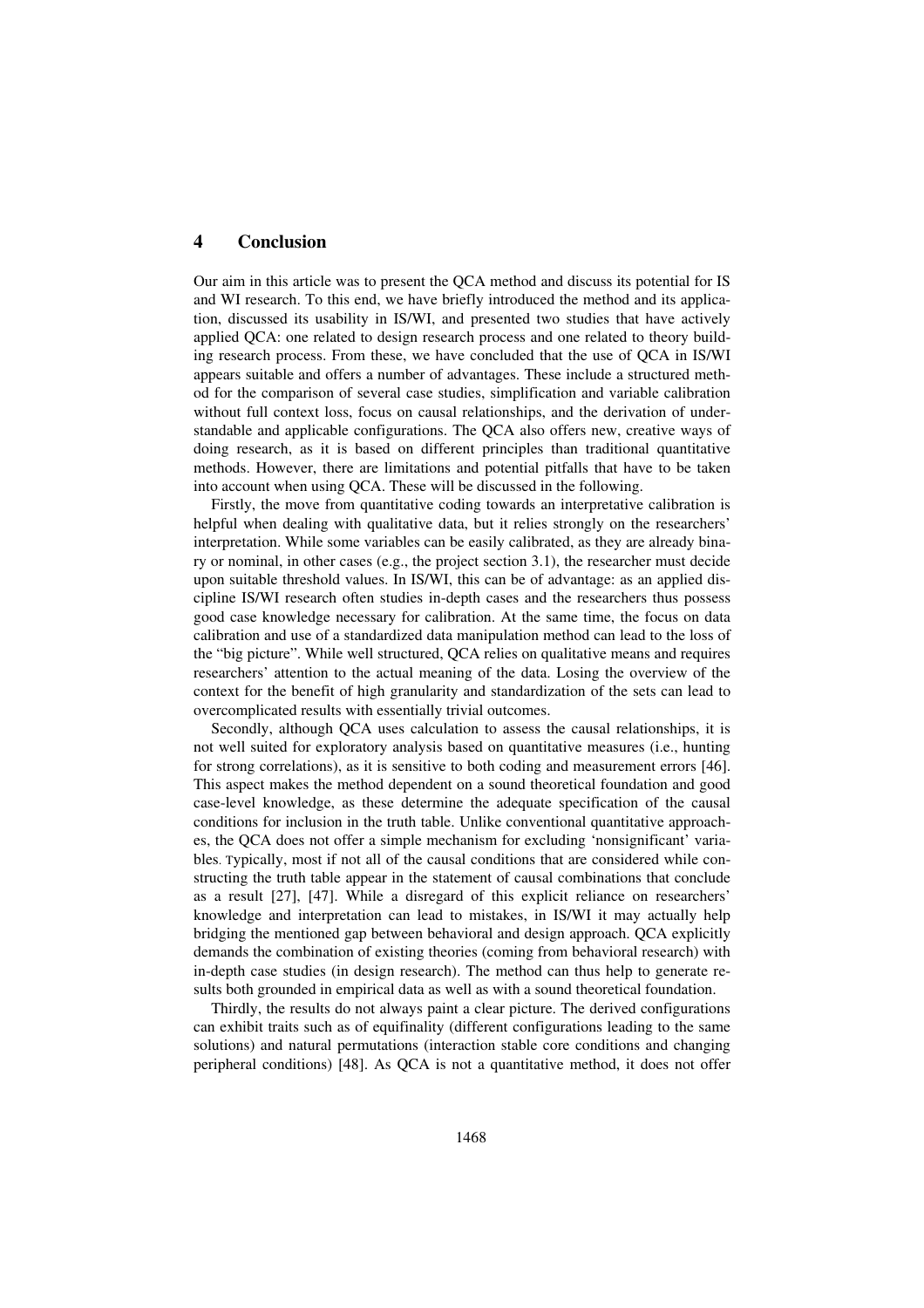## 4 Conclusion

Our aim in this article was to present the QCA method and discuss its potential for IS and WI research. To this end, we have briefly introduced the method and its application, discussed its usability in IS/WI, and presented two studies that have actively applied QCA: one related to design research process and one related to theory building research process. From these, we have concluded that the use of QCA in IS/WI appears suitable and offers a number of advantages. These include a structured method for the comparison of several case studies, simplification and variable calibration without full context loss, focus on causal relationships, and the derivation of understandable and applicable configurations. The QCA also offers new, creative ways of doing research, as it is based on different principles than traditional quantitative methods. However, there are limitations and potential pitfalls that have to be taken into account when using QCA. These will be discussed in the following.

Firstly, the move from quantitative coding towards an interpretative calibration is helpful when dealing with qualitative data, but it relies strongly on the researchers' interpretation. While some variables can be easily calibrated, as they are already binary or nominal, in other cases (e.g., the project section 3.1), the researcher must decide upon suitable threshold values. In IS/WI, this can be of advantage: as an applied discipline IS/WI research often studies in-depth cases and the researchers thus possess good case knowledge necessary for calibration. At the same time, the focus on data calibration and use of a standardized data manipulation method can lead to the loss of the "big picture". While well structured, QCA relies on qualitative means and requires researchers' attention to the actual meaning of the data. Losing the overview of the context for the benefit of high granularity and standardization of the sets can lead to overcomplicated results with essentially trivial outcomes.

Secondly, although QCA uses calculation to assess the causal relationships, it is not well suited for exploratory analysis based on quantitative measures (i.e., hunting for strong correlations), as it is sensitive to both coding and measurement errors [46]. This aspect makes the method dependent on a sound theoretical foundation and good case-level knowledge, as these determine the adequate specification of the causal conditions for inclusion in the truth table. Unlike conventional quantitative approaches, the QCA does not offer a simple mechanism for excluding 'nonsignificant' variables. Typically, most if not all of the causal conditions that are considered while constructing the truth table appear in the statement of causal combinations that conclude as a result [27], [47]. While a disregard of this explicit reliance on researchers' knowledge and interpretation can lead to mistakes, in IS/WI it may actually help bridging the mentioned gap between behavioral and design approach. QCA explicitly demands the combination of existing theories (coming from behavioral research) with in-depth case studies (in design research). The method can thus help to generate results both grounded in empirical data as well as with a sound theoretical foundation.

Thirdly, the results do not always paint a clear picture. The derived configurations can exhibit traits such as of equifinality (different configurations leading to the same solutions) and natural permutations (interaction stable core conditions and changing peripheral conditions) [48]. As QCA is not a quantitative method, it does not offer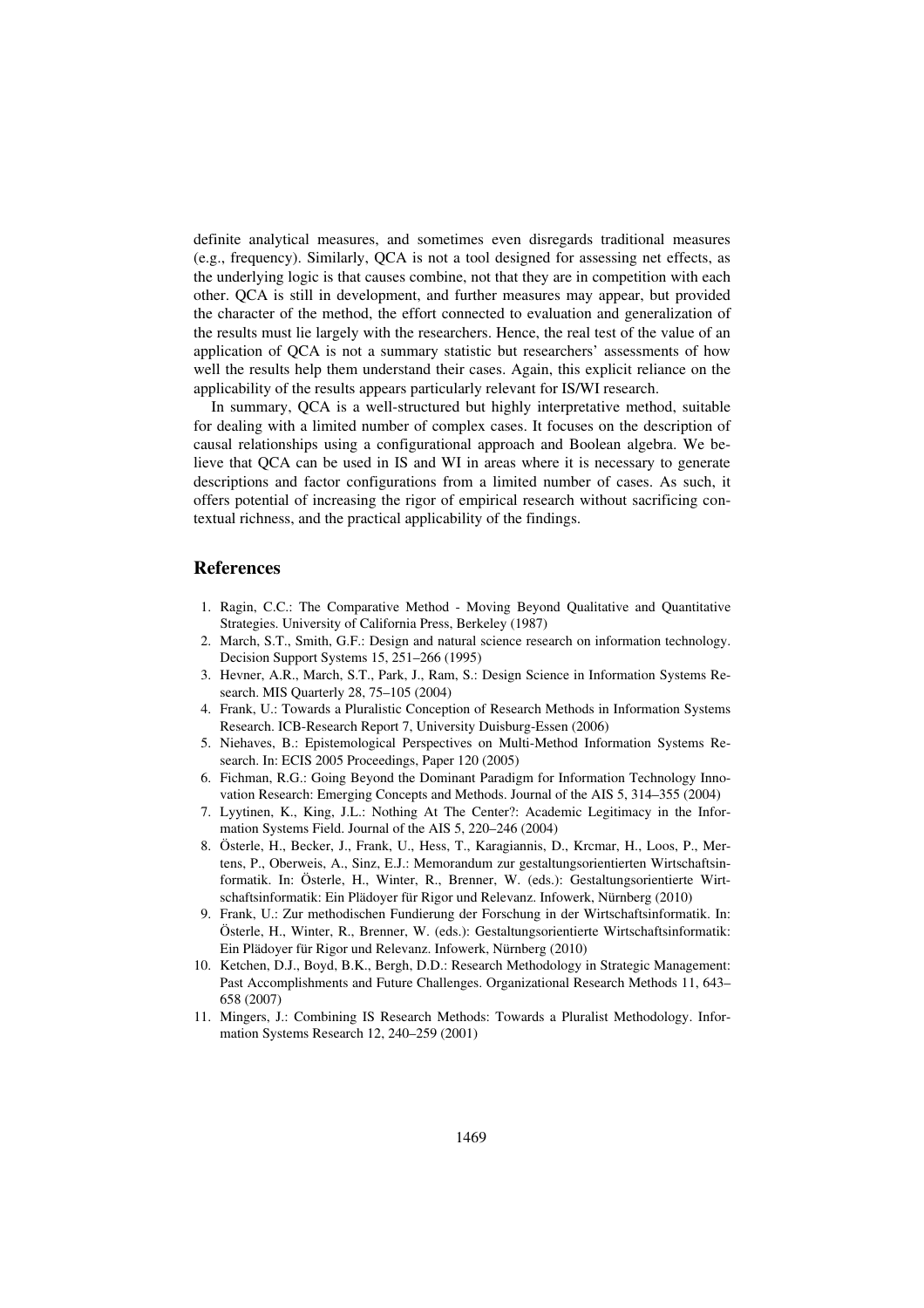definite analytical measures, and sometimes even disregards traditional measures (e.g., frequency). Similarly, QCA is not a tool designed for assessing net effects, as the underlying logic is that causes combine, not that they are in competition with each other. QCA is still in development, and further measures may appear, but provided the character of the method, the effort connected to evaluation and generalization of the results must lie largely with the researchers. Hence, the real test of the value of an application of QCA is not a summary statistic but researchers' assessments of how well the results help them understand their cases. Again, this explicit reliance on the applicability of the results appears particularly relevant for IS/WI research.

In summary, QCA is a well-structured but highly interpretative method, suitable for dealing with a limited number of complex cases. It focuses on the description of causal relationships using a configurational approach and Boolean algebra. We believe that QCA can be used in IS and WI in areas where it is necessary to generate descriptions and factor configurations from a limited number of cases. As such, it offers potential of increasing the rigor of empirical research without sacrificing contextual richness, and the practical applicability of the findings.

## References

1. Ragin, C.C.: The Comparative Method - Moving Beyond Qualitative and Quantitative Strategies. University of California Press, Berkeley (1987)
2. March, S.T., Smith, G.F.: Design and natural science research on information technology. Decision Support Systems 15, 251–266 (1995)
3. Hevner, A.R., March, S.T., Park, J., Ram, S.: Design Science in Information Systems Research. MIS Quarterly 28, 75–105 (2004)
4. Frank, U.: Towards a Pluralistic Conception of Research Methods in Information Systems Research. ICB-Research Report 7, University Duisburg-Essen (2006)
5. Niehaves, B.: Epistemological Perspectives on Multi-Method Information Systems Research. In: ECIS 2005 Proceedings, Paper 120 (2005)
6. Fichman, R.G.: Going Beyond the Dominant Paradigm for Information Technology Innovation Research: Emerging Concepts and Methods. Journal of the AIS 5, 314–355 (2004)
7. Lyytinen, K., King, J.L.: Nothing At The Center?: Academic Legitimacy in the Information Systems Field. Journal of the AIS 5, 220–246 (2004)
8. Österle, H., Becker, J., Frank, U., Hess, T., Karagiannis, D., Krcmar, H., Loos, P., Mertens, P., Oberweis, A., Sinz, E.J.: Memorandum zur gestaltungsorientierten Wirtschaftsinformatik. In: Österle, H., Winter, R., Brenner, W. (eds.): Gestaltungsorientierte Wirtschaftsinformatik: Ein Plädoyer für Rigor und Relevanz. Infowerk, Nürnberg (2010)
9. Frank, U.: Zur methodischen Fundierung der Forschung in der Wirtschaftsinformatik. In: Österle, H., Winter, R., Brenner, W. (eds.): Gestaltungsorientierte Wirtschaftsinformatik: Ein Plädoyer für Rigor und Relevanz. Infowerk, Nürnberg (2010)
10. Ketchen, D.J., Boyd, B.K., Bergh, D.D.: Research Methodology in Strategic Management: Past Accomplishments and Future Challenges. Organizational Research Methods 11, 643–658 (2007)
11. Mingers, J.: Combining IS Research Methods: Towards a Pluralist Methodology. Information Systems Research 12, 240–259 (2001)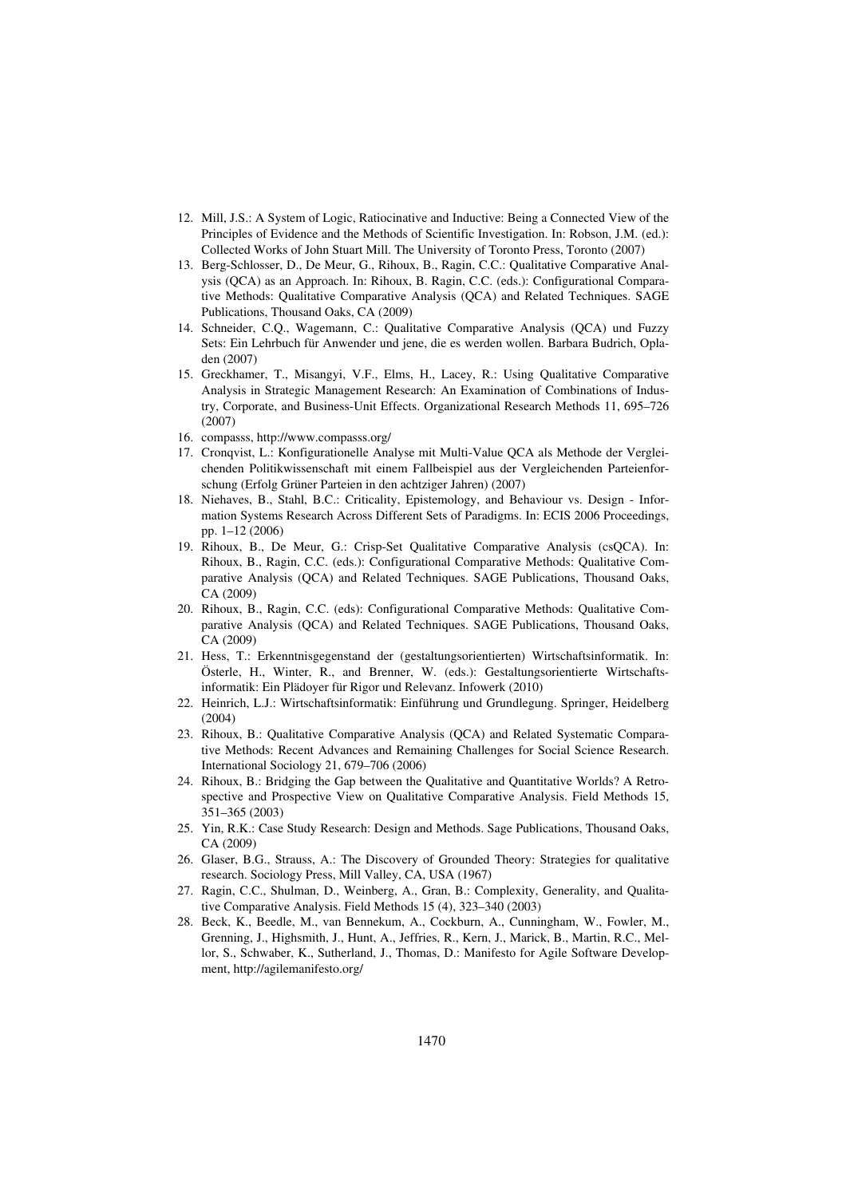12. Mill, J.S.: A System of Logic, Ratiocinative and Inductive: Being a Connected View of the Principles of Evidence and the Methods of Scientific Investigation. In: Robson, J.M. (ed.): Collected Works of John Stuart Mill. The University of Toronto Press, Toronto (2007)
13. Berg-Schlosser, D., De Meur, G., Rihoux, B., Ragin, C.C.: Qualitative Comparative Analysis (QCA) as an Approach. In: Rihoux, B. Ragin, C.C. (eds.): Configurational Comparative Methods: Qualitative Comparative Analysis (QCA) and Related Techniques. SAGE Publications, Thousand Oaks, CA (2009)
14. Schneider, C.Q., Wagemann, C.: Qualitative Comparative Analysis (QCA) und Fuzzy Sets: Ein Lehrbuch für Anwender und jene, die es werden wollen. Barbara Budrich, Opladen (2007)
15. Greckhamer, T., Misangyi, V.F., Elms, H., Lacey, R.: Using Qualitative Comparative Analysis in Strategic Management Research: An Examination of Combinations of Industry, Corporate, and Business-Unit Effects. Organizational Research Methods 11, 695–726 (2007)
16. compasss, http://www.compasss.org/
17. Cronqvist, L.: Konfigurationelle Analyse mit Multi-Value QCA als Methode der Vergleichenden Politikwissenschaft mit einem Fallbeispiel aus der Vergleichenden Parteienforschung (Erfolg Grüner Parteien in den achtziger Jahren) (2007)
18. Niehaves, B., Stahl, B.C.: Criticality, Epistemology, and Behaviour vs. Design - Information Systems Research Across Different Sets of Paradigms. In: ECIS 2006 Proceedings, pp. 1–12 (2006)
19. Rihoux, B., De Meur, G.: Crisp-Set Qualitative Comparative Analysis (csQCA). In: Rihoux, B., Ragin, C.C. (eds.): Configurational Comparative Methods: Qualitative Comparative Analysis (QCA) and Related Techniques. SAGE Publications, Thousand Oaks, CA (2009)
20. Rihoux, B., Ragin, C.C. (eds): Configurational Comparative Methods: Qualitative Comparative Analysis (QCA) and Related Techniques. SAGE Publications, Thousand Oaks, CA (2009)
21. Hess, T.: Erkenntnisgegenstand der (gestaltungsorientierten) Wirtschaftsinformatik. In: Österle, H., Winter, R., and Brenner, W. (eds.): Gestaltungsorientierte Wirtschaftsinformatik: Ein Plädoyer für Rigor und Relevanz. Infowerk (2010)
22. Heinrich, L.J.: Wirtschaftsinformatik: Einführung und Grundlegung. Springer, Heidelberg (2004)
23. Rihoux, B.: Qualitative Comparative Analysis (QCA) and Related Systematic Comparative Methods: Recent Advances and Remaining Challenges for Social Science Research. International Sociology 21, 679–706 (2006)
24. Rihoux, B.: Bridging the Gap between the Qualitative and Quantitative Worlds? A Retrospective and Prospective View on Qualitative Comparative Analysis. Field Methods 15, 351–365 (2003)
25. Yin, R.K.: Case Study Research: Design and Methods. Sage Publications, Thousand Oaks, CA (2009)
26. Glaser, B.G., Strauss, A.: The Discovery of Grounded Theory: Strategies for qualitative research. Sociology Press, Mill Valley, CA, USA (1967)
27. Ragin, C.C., Shulman, D., Weinberg, A., Gran, B.: Complexity, Generality, and Qualitative Comparative Analysis. Field Methods 15 (4), 323–340 (2003)
28. Beck, K., Beedle, M., van Bennekum, A., Cockburn, A., Cunningham, W., Fowler, M., Grenning, J., Highsmith, J., Hunt, A., Jeffries, R., Kern, J., Marick, B., Martin, R.C., Mellor, S., Schwaber, K., Sutherland, J., Thomas, D.: Manifesto for Agile Software Development, http://agilemanifesto.org/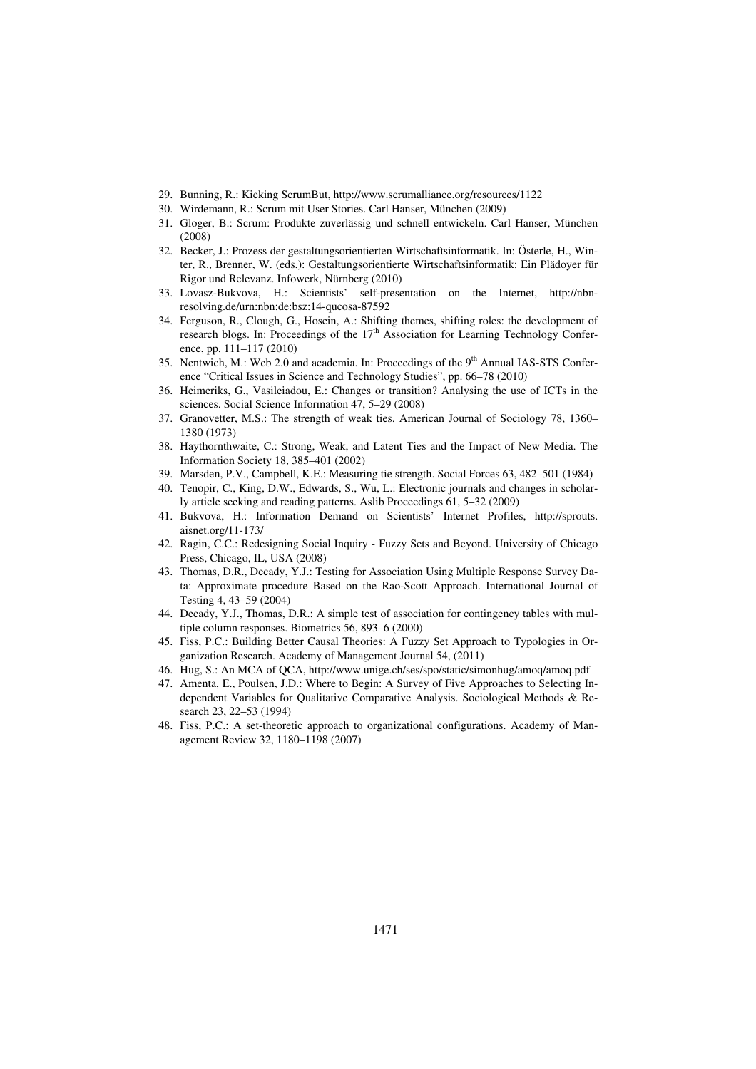29. Bunning, R.: Kicking ScrumBut, http://www.scrumalliance.org/resources/1122
30. Wirdemann, R.: Scrum mit User Stories. Carl Hanser, München (2009)
31. Gloger, B.: Scrum: Produkte zuverlässig und schnell entwickeln. Carl Hanser, München (2008)
32. Becker, J.: Prozess der gestaltungsorientierten Wirtschaftsinformatik. In: Österle, H., Winter, R., Brenner, W. (eds.): Gestaltungsorientierte Wirtschaftsinformatik: Ein Plädoyer für Rigor und Relevanz. Infowerk, Nürnberg (2010)
33. Lovasz-Bukvova, H.: Scientists' self-presentation on the Internet, http://nbn-resolving.de/urn:nbn:de:bsz:14-qucosa-87592
34. Ferguson, R., Clough, G., Hosein, A.: Shifting themes, shifting roles: the development of research blogs. In: Proceedings of the 17th Association for Learning Technology Conference, pp. 111–117 (2010)
35. Nentwich, M.: Web 2.0 and academia. In: Proceedings of the 9th Annual IAS-STS Conference "Critical Issues in Science and Technology Studies", pp. 66–78 (2010)
36. Heimeriks, G., Vasileiadou, E.: Changes or transition? Analysing the use of ICTs in the sciences. Social Science Information 47, 5–29 (2008)
37. Granovetter, M.S.: The strength of weak ties. American Journal of Sociology 78, 1360–1380 (1973)
38. Haythornthwaite, C.: Strong, Weak, and Latent Ties and the Impact of New Media. The Information Society 18, 385–401 (2002)
39. Marsden, P.V., Campbell, K.E.: Measuring tie strength. Social Forces 63, 482–501 (1984)
40. Tenopir, C., King, D.W., Edwards, S., Wu, L.: Electronic journals and changes in scholarly article seeking and reading patterns. Aslib Proceedings 61, 5–32 (2009)
41. Bukvova, H.: Information Demand on Scientists' Internet Profiles, http://sprouts.aisnet.org/11-173/
42. Ragin, C.C.: Redesigning Social Inquiry - Fuzzy Sets and Beyond. University of Chicago Press, Chicago, IL, USA (2008)
43. Thomas, D.R., Decady, Y.J.: Testing for Association Using Multiple Response Survey Data: Approximate procedure Based on the Rao-Scott Approach. International Journal of Testing 4, 43–59 (2004)
44. Decady, Y.J., Thomas, D.R.: A simple test of association for contingency tables with multiple column responses. Biometrics 56, 893–6 (2000)
45. Fiss, P.C.: Building Better Causal Theories: A Fuzzy Set Approach to Typologies in Organization Research. Academy of Management Journal 54, (2011)
46. Hug, S.: An MCA of QCA, http://www.unige.ch/ses/spo/static/simonhug/amoq/amoq.pdf
47. Amenta, E., Poulsen, J.D.: Where to Begin: A Survey of Five Approaches to Selecting Independent Variables for Qualitative Comparative Analysis. Sociological Methods & Research 23, 22–53 (1994)
48. Fiss, P.C.: A set-theoretic approach to organizational configurations. Academy of Management Review 32, 1180–1198 (2007)